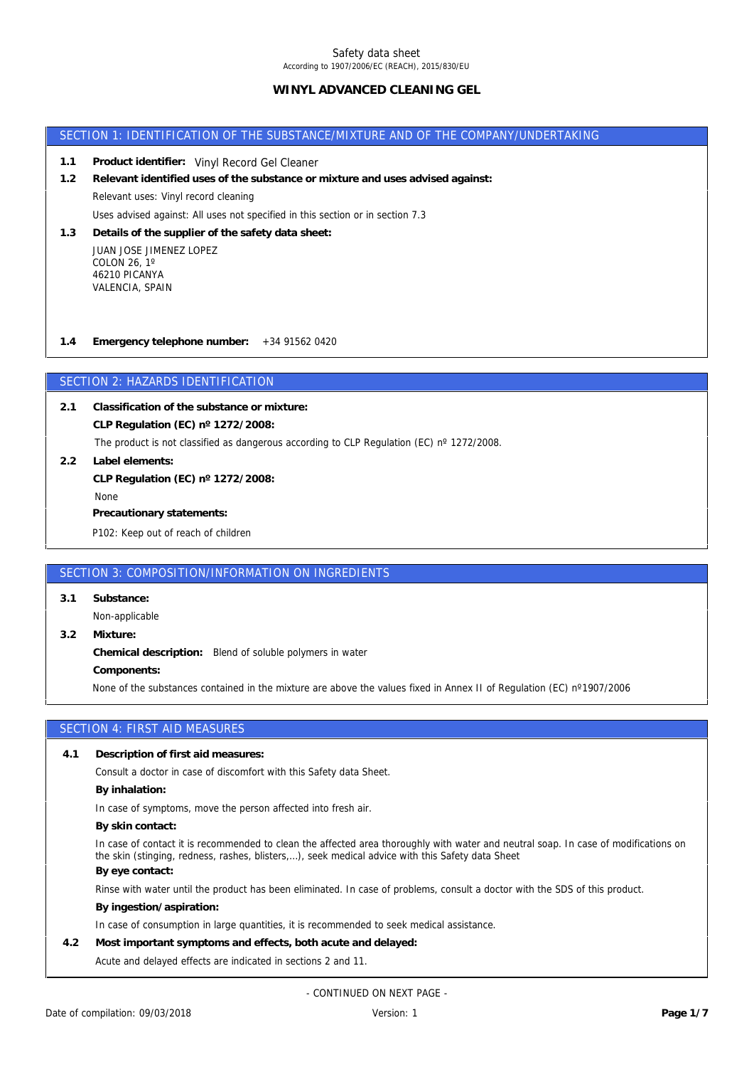Safety data sheet
According to 1907/2006/EC (REACH), 2015/830/EU

# WINYL ADVANCED CLEANING GEL

## SECTION 1: IDENTIFICATION OF THE SUBSTANCE/MIXTURE AND OF THE COMPANY/UNDERTAKING

**1.1 Product identifier:** Vinyl Record Gel Cleaner

**1.2 Relevant identified uses of the substance or mixture and uses advised against:**

Relevant uses: Vinyl record cleaning

Uses advised against: All uses not specified in this section or in section 7.3

**1.3 Details of the supplier of the safety data sheet:**

JUAN JOSE JIMENEZ LOPEZ
COLON 26, 1º
46210 PICANYA
VALENCIA, SPAIN

**1.4 Emergency telephone number:** +34 91562 0420

## SECTION 2: HAZARDS IDENTIFICATION

**2.1 Classification of the substance or mixture:**

**CLP Regulation (EC) nº 1272/2008:**

The product is not classified as dangerous according to CLP Regulation (EC) nº 1272/2008.

**2.2 Label elements:**

**CLP Regulation (EC) nº 1272/2008:**

None

**Precautionary statements:**

P102: Keep out of reach of children

## SECTION 3: COMPOSITION/INFORMATION ON INGREDIENTS

**3.1 Substance:**

Non-applicable

**3.2 Mixture:**

**Chemical description:** Blend of soluble polymers in water

**Components:**

None of the substances contained in the mixture are above the values fixed in Annex II of Regulation (EC) nº1907/2006

## SECTION 4: FIRST AID MEASURES

**4.1 Description of first aid measures:**

Consult a doctor in case of discomfort with this Safety data Sheet.

**By inhalation:**

In case of symptoms, move the person affected into fresh air.

**By skin contact:**

In case of contact it is recommended to clean the affected area thoroughly with water and neutral soap. In case of modifications on the skin (stinging, redness, rashes, blisters,…), seek medical advice with this Safety data Sheet

**By eye contact:**

Rinse with water until the product has been eliminated. In case of problems, consult a doctor with the SDS of this product.

**By ingestion/aspiration:**

In case of consumption in large quantities, it is recommended to seek medical assistance.

**4.2 Most important symptoms and effects, both acute and delayed:**

Acute and delayed effects are indicated in sections 2 and 11.

- CONTINUED ON NEXT PAGE -

Date of compilation: 09/03/2018 Version: 1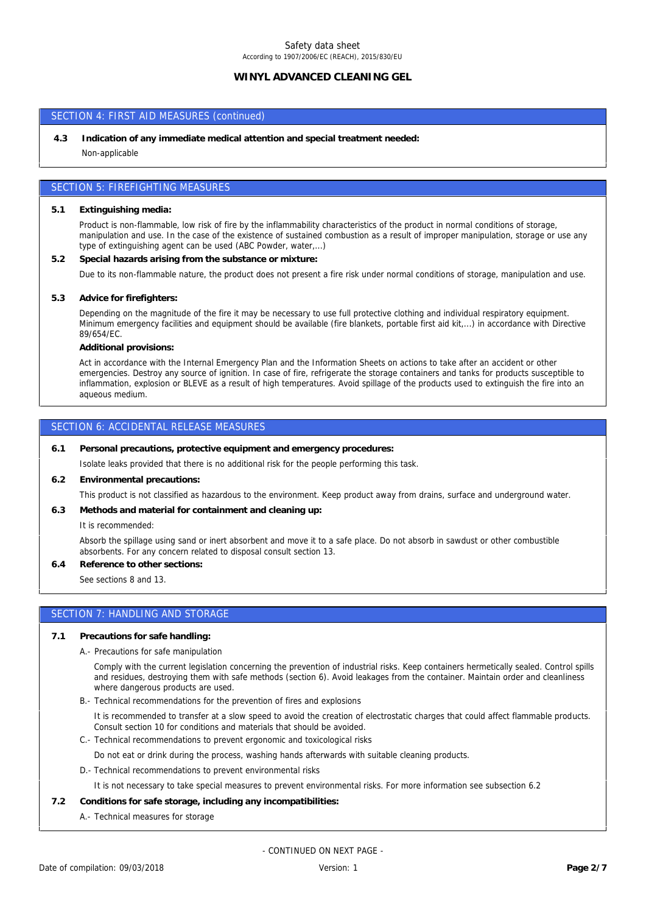## SECTION 4: FIRST AID MEASURES (continued)

**4.3 Indication of any immediate medical attention and special treatment needed:**

Non-applicable

## SECTION 5: FIREFIGHTING MEASURES

**5.1 Extinguishing media:**

Product is non-flammable, low risk of fire by the inflammability characteristics of the product in normal conditions of storage, manipulation and use. In the case of the existence of sustained combustion as a result of improper manipulation, storage or use any type of extinguishing agent can be used (ABC Powder, water,...)

**5.2 Special hazards arising from the substance or mixture:**

Due to its non-flammable nature, the product does not present a fire risk under normal conditions of storage, manipulation and use.

**5.3 Advice for firefighters:**

Depending on the magnitude of the fire it may be necessary to use full protective clothing and individual respiratory equipment. Minimum emergency facilities and equipment should be available (fire blankets, portable first aid kit,...) in accordance with Directive 89/654/EC.

**Additional provisions:**

Act in accordance with the Internal Emergency Plan and the Information Sheets on actions to take after an accident or other emergencies. Destroy any source of ignition. In case of fire, refrigerate the storage containers and tanks for products susceptible to inflammation, explosion or BLEVE as a result of high temperatures. Avoid spillage of the products used to extinguish the fire into an aqueous medium.

## SECTION 6: ACCIDENTAL RELEASE MEASURES

**6.1 Personal precautions, protective equipment and emergency procedures:**

Isolate leaks provided that there is no additional risk for the people performing this task.

**6.2 Environmental precautions:**

This product is not classified as hazardous to the environment. Keep product away from drains, surface and underground water.

**6.3 Methods and material for containment and cleaning up:**

It is recommended:

Absorb the spillage using sand or inert absorbent and move it to a safe place. Do not absorb in sawdust or other combustible absorbents. For any concern related to disposal consult section 13.

**6.4 Reference to other sections:**

See sections 8 and 13.

## SECTION 7: HANDLING AND STORAGE

**7.1 Precautions for safe handling:**

A.- Precautions for safe manipulation

Comply with the current legislation concerning the prevention of industrial risks. Keep containers hermetically sealed. Control spills and residues, destroying them with safe methods (section 6). Avoid leakages from the container. Maintain order and cleanliness where dangerous products are used.

B.- Technical recommendations for the prevention of fires and explosions

It is recommended to transfer at a slow speed to avoid the creation of electrostatic charges that could affect flammable products. Consult section 10 for conditions and materials that should be avoided.

C.- Technical recommendations to prevent ergonomic and toxicological risks

Do not eat or drink during the process, washing hands afterwards with suitable cleaning products.

D.- Technical recommendations to prevent environmental risks

It is not necessary to take special measures to prevent environmental risks. For more information see subsection 6.2

**7.2 Conditions for safe storage, including any incompatibilities:**

A.- Technical measures for storage

- CONTINUED ON NEXT PAGE -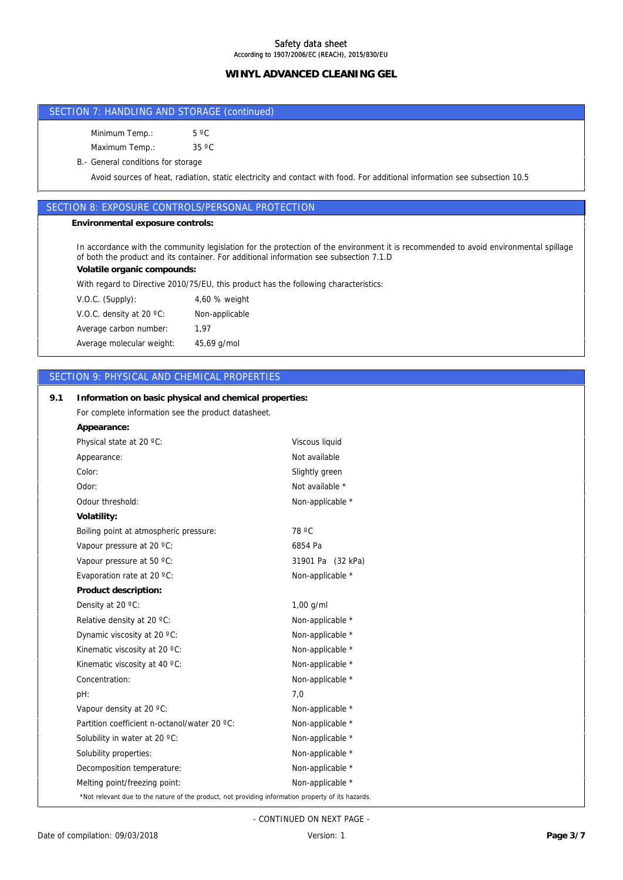## SECTION 7: HANDLING AND STORAGE (continued)

Minimum Temp.: 5 ºC

Maximum Temp.: 35 ºC

B.- General conditions for storage

Avoid sources of heat, radiation, static electricity and contact with food. For additional information see subsection 10.5

## SECTION 8: EXPOSURE CONTROLS/PERSONAL PROTECTION

**Environmental exposure controls:**

In accordance with the community legislation for the protection of the environment it is recommended to avoid environmental spillage of both the product and its container. For additional information see subsection 7.1.D

**Volatile organic compounds:**

With regard to Directive 2010/75/EU, this product has the following characteristics:

| | |
|---|---|
| V.O.C. (Supply): | 4,60 % weight |
| V.O.C. density at 20 ºC: | Non-applicable |
| Average carbon number: | 1,97 |
| Average molecular weight: | 45,69 g/mol |

## SECTION 9: PHYSICAL AND CHEMICAL PROPERTIES

**9.1 Information on basic physical and chemical properties:**

For complete information see the product datasheet.

| | |
|---|---|
| **Appearance:** | |
| Physical state at 20 ºC: | Viscous liquid |
| Appearance: | Not available |
| Color: | Slightly green |
| Odor: | Not available * |
| Odour threshold: | Non-applicable * |
| **Volatility:** | |
| Boiling point at atmospheric pressure: | 78 ºC |
| Vapour pressure at 20 ºC: | 6854 Pa |
| Vapour pressure at 50 ºC: | 31901 Pa (32 kPa) |
| Evaporation rate at 20 ºC: | Non-applicable * |
| **Product description:** | |
| Density at 20 ºC: | 1,00 g/ml |
| Relative density at 20 ºC: | Non-applicable * |
| Dynamic viscosity at 20 ºC: | Non-applicable * |
| Kinematic viscosity at 20 ºC: | Non-applicable * |
| Kinematic viscosity at 40 ºC: | Non-applicable * |
| Concentration: | Non-applicable * |
| pH: | 7,0 |
| Vapour density at 20 ºC: | Non-applicable * |
| Partition coefficient n-octanol/water 20 ºC: | Non-applicable * |
| Solubility in water at 20 ºC: | Non-applicable * |
| Solubility properties: | Non-applicable * |
| Decomposition temperature: | Non-applicable * |
| Melting point/freezing point: | Non-applicable * |

*Not relevant due to the nature of the product, not providing information property of its hazards.

- CONTINUED ON NEXT PAGE -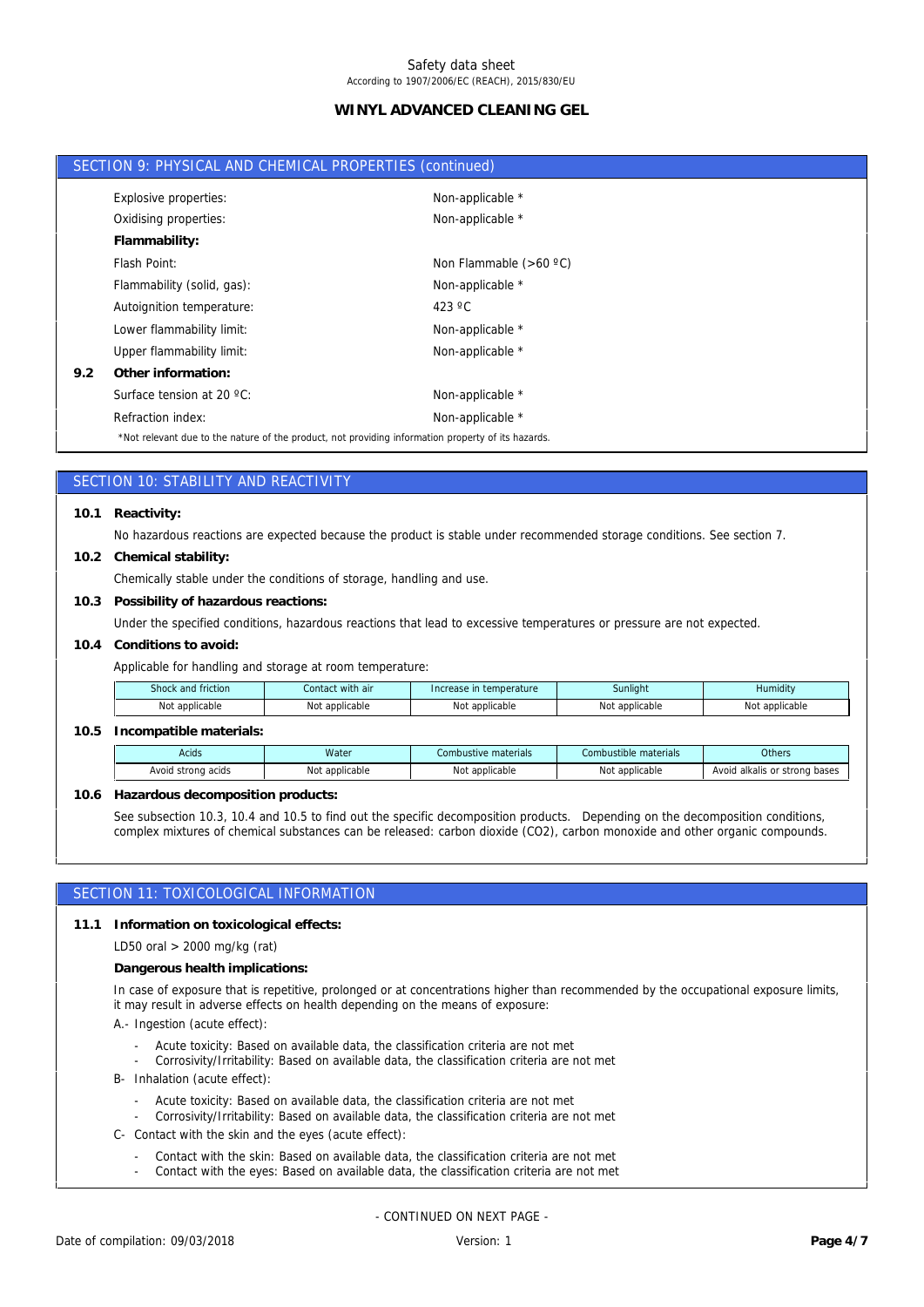## SECTION 9: PHYSICAL AND CHEMICAL PROPERTIES (continued)

| | |
|---|---|
| Explosive properties: | Non-applicable * |
| Oxidising properties: | Non-applicable * |
| **Flammability:** | |
| Flash Point: | Non Flammable (>60 ºC) |
| Flammability (solid, gas): | Non-applicable * |
| Autoignition temperature: | 423 ºC |
| Lower flammability limit: | Non-applicable * |
| Upper flammability limit: | Non-applicable * |

**9.2 Other information:**

| | |
|---|---|
| Surface tension at 20 ºC: | Non-applicable * |
| Refraction index: | Non-applicable * |

*Not relevant due to the nature of the product, not providing information property of its hazards.

## SECTION 10: STABILITY AND REACTIVITY

**10.1 Reactivity:**

No hazardous reactions are expected because the product is stable under recommended storage conditions. See section 7.

**10.2 Chemical stability:**

Chemically stable under the conditions of storage, handling and use.

**10.3 Possibility of hazardous reactions:**

Under the specified conditions, hazardous reactions that lead to excessive temperatures or pressure are not expected.

**10.4 Conditions to avoid:**

Applicable for handling and storage at room temperature:

| Shock and friction | Contact with air | Increase in temperature | Sunlight | Humidity |
|---|---|---|---|---|
| Not applicable | Not applicable | Not applicable | Not applicable | Not applicable |

**10.5 Incompatible materials:**

| Acids | Water | Combustive materials | Combustible materials | Others |
|---|---|---|---|---|
| Avoid strong acids | Not applicable | Not applicable | Not applicable | Avoid alkalis or strong bases |

**10.6 Hazardous decomposition products:**

See subsection 10.3, 10.4 and 10.5 to find out the specific decomposition products. Depending on the decomposition conditions, complex mixtures of chemical substances can be released: carbon dioxide ($CO_2$), carbon monoxide and other organic compounds.

## SECTION 11: TOXICOLOGICAL INFORMATION

**11.1 Information on toxicological effects:**

LD50 oral > 2000 mg/kg (rat)

**Dangerous health implications:**

In case of exposure that is repetitive, prolonged or at concentrations higher than recommended by the occupational exposure limits, it may result in adverse effects on health depending on the means of exposure:

A.- Ingestion (acute effect):

- Acute toxicity: Based on available data, the classification criteria are not met
- Corrosivity/Irritability: Based on available data, the classification criteria are not met

B- Inhalation (acute effect):

- Acute toxicity: Based on available data, the classification criteria are not met
- Corrosivity/Irritability: Based on available data, the classification criteria are not met

C- Contact with the skin and the eyes (acute effect):

- Contact with the skin: Based on available data, the classification criteria are not met
- Contact with the eyes: Based on available data, the classification criteria are not met

- CONTINUED ON NEXT PAGE -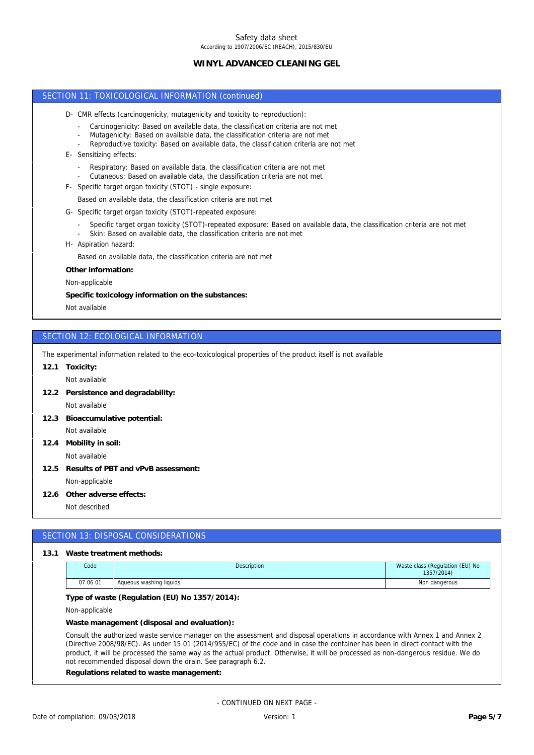## SECTION 11: TOXICOLOGICAL INFORMATION (continued)

D- CMR effects (carcinogenicity, mutagenicity and toxicity to reproduction):

- Carcinogenicity: Based on available data, the classification criteria are not met
- Mutagenicity: Based on available data, the classification criteria are not met
- Reproductive toxicity: Based on available data, the classification criteria are not met

E- Sensitizing effects:

- Respiratory: Based on available data, the classification criteria are not met
- Cutaneous: Based on available data, the classification criteria are not met

F- Specific target organ toxicity (STOT) - single exposure:

Based on available data, the classification criteria are not met

G- Specific target organ toxicity (STOT)-repeated exposure:

- Specific target organ toxicity (STOT)-repeated exposure: Based on available data, the classification criteria are not met
- Skin: Based on available data, the classification criteria are not met

H- Aspiration hazard:

Based on available data, the classification criteria are not met

**Other information:**

Non-applicable

**Specific toxicology information on the substances:**

Not available

## SECTION 12: ECOLOGICAL INFORMATION

The experimental information related to the eco-toxicological properties of the product itself is not available

**12.1 Toxicity:**

Not available

**12.2 Persistence and degradability:**

Not available

**12.3 Bioaccumulative potential:**

Not available

**12.4 Mobility in soil:**

Not available

**12.5 Results of PBT and vPvB assessment:**

Non-applicable

**12.6 Other adverse effects:**

Not described

## SECTION 13: DISPOSAL CONSIDERATIONS

**13.1 Waste treatment methods:**

| Code | Description | Waste class (Regulation (EU) No 1357/2014) |
|---|---|---|
| 07 06 01 | Aqueous washing liquids | Non dangerous |

**Type of waste (Regulation (EU) No 1357/2014):**

Non-applicable

**Waste management (disposal and evaluation):**

Consult the authorized waste service manager on the assessment and disposal operations in accordance with Annex 1 and Annex 2 (Directive 2008/98/EC). As under 15 01 (2014/955/EC) of the code and in case the container has been in direct contact with the product, it will be processed the same way as the actual product. Otherwise, it will be processed as non-dangerous residue. We do not recommended disposal down the drain. See paragraph 6.2.

**Regulations related to waste management:**

- CONTINUED ON NEXT PAGE -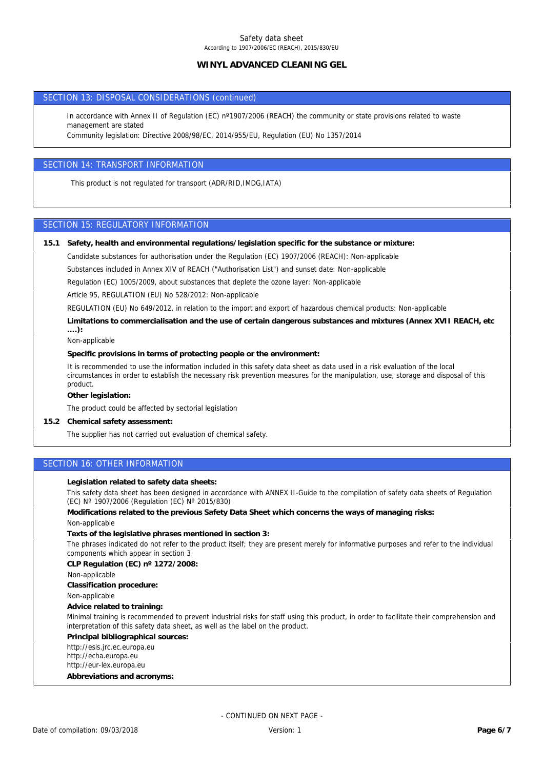## SECTION 13: DISPOSAL CONSIDERATIONS (continued)

In accordance with Annex II of Regulation (EC) nº1907/2006 (REACH) the community or state provisions related to waste management are stated

Community legislation: Directive 2008/98/EC, 2014/955/EU, Regulation (EU) No 1357/2014

## SECTION 14: TRANSPORT INFORMATION

This product is not regulated for transport (ADR/RID,IMDG,IATA)

## SECTION 15: REGULATORY INFORMATION

**15.1 Safety, health and environmental regulations/legislation specific for the substance or mixture:**

Candidate substances for authorisation under the Regulation (EC) 1907/2006 (REACH): Non-applicable

Substances included in Annex XIV of REACH ("Authorisation List") and sunset date: Non-applicable

Regulation (EC) 1005/2009, about substances that deplete the ozone layer: Non-applicable

Article 95, REGULATION (EU) No 528/2012: Non-applicable

REGULATION (EU) No 649/2012, in relation to the import and export of hazardous chemical products: Non-applicable

**Limitations to commercialisation and the use of certain dangerous substances and mixtures (Annex XVII REACH, etc ….):**

Non-applicable

**Specific provisions in terms of protecting people or the environment:**

It is recommended to use the information included in this safety data sheet as data used in a risk evaluation of the local circumstances in order to establish the necessary risk prevention measures for the manipulation, use, storage and disposal of this product.

**Other legislation:**

The product could be affected by sectorial legislation

**15.2 Chemical safety assessment:**

The supplier has not carried out evaluation of chemical safety.

## SECTION 16: OTHER INFORMATION

**Legislation related to safety data sheets:**

This safety data sheet has been designed in accordance with ANNEX II-Guide to the compilation of safety data sheets of Regulation (EC) Nº 1907/2006 (Regulation (EC) Nº 2015/830)

**Modifications related to the previous Safety Data Sheet which concerns the ways of managing risks:**

Non-applicable

**Texts of the legislative phrases mentioned in section 3:**

The phrases indicated do not refer to the product itself; they are present merely for informative purposes and refer to the individual components which appear in section 3

**CLP Regulation (EC) nº 1272/2008:**

Non-applicable

**Classification procedure:**

Non-applicable

**Advice related to training:**

Minimal training is recommended to prevent industrial risks for staff using this product, in order to facilitate their comprehension and interpretation of this safety data sheet, as well as the label on the product.

**Principal bibliographical sources:**

http://esis.jrc.ec.europa.eu
http://echa.europa.eu
http://eur-lex.europa.eu

**Abbreviations and acronyms:**

- CONTINUED ON NEXT PAGE -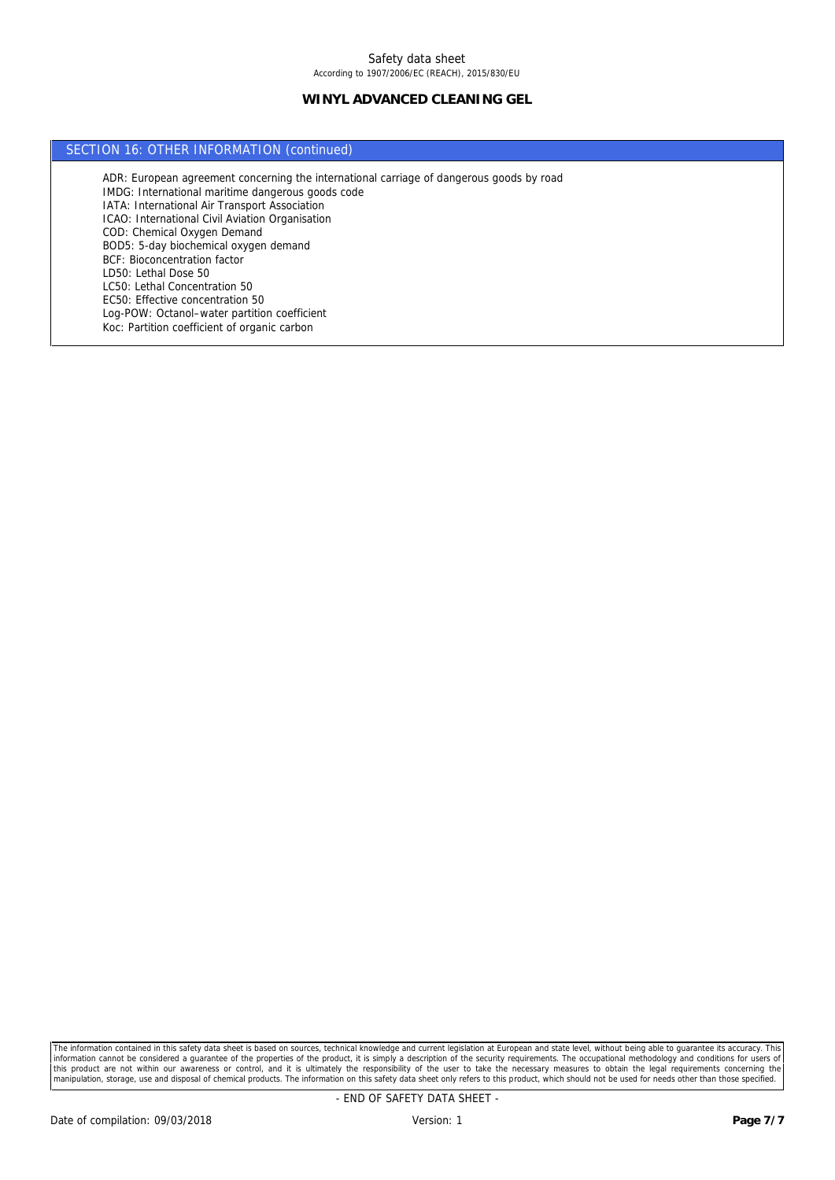## SECTION 16: OTHER INFORMATION (continued)

ADR: European agreement concerning the international carriage of dangerous goods by road
IMDG: International maritime dangerous goods code
IATA: International Air Transport Association
ICAO: International Civil Aviation Organisation
COD: Chemical Oxygen Demand
BOD5: 5-day biochemical oxygen demand
BCF: Bioconcentration factor
LD50: Lethal Dose 50
LC50: Lethal Concentration 50
EC50: Effective concentration 50
Log-POW: Octanol–water partition coefficient
Koc: Partition coefficient of organic carbon

The information contained in this safety data sheet is based on sources, technical knowledge and current legislation at European and state level, without being able to guarantee its accuracy. This information cannot be considered a guarantee of the properties of the product, it is simply a description of the security requirements. The occupational methodology and conditions for users of this product are not within our awareness or control, and it is ultimately the responsibility of the user to take the necessary measures to obtain the legal requirements concerning the manipulation, storage, use and disposal of chemical products. The information on this safety data sheet only refers to this product, which should not be used for needs other than those specified.

- END OF SAFETY DATA SHEET -